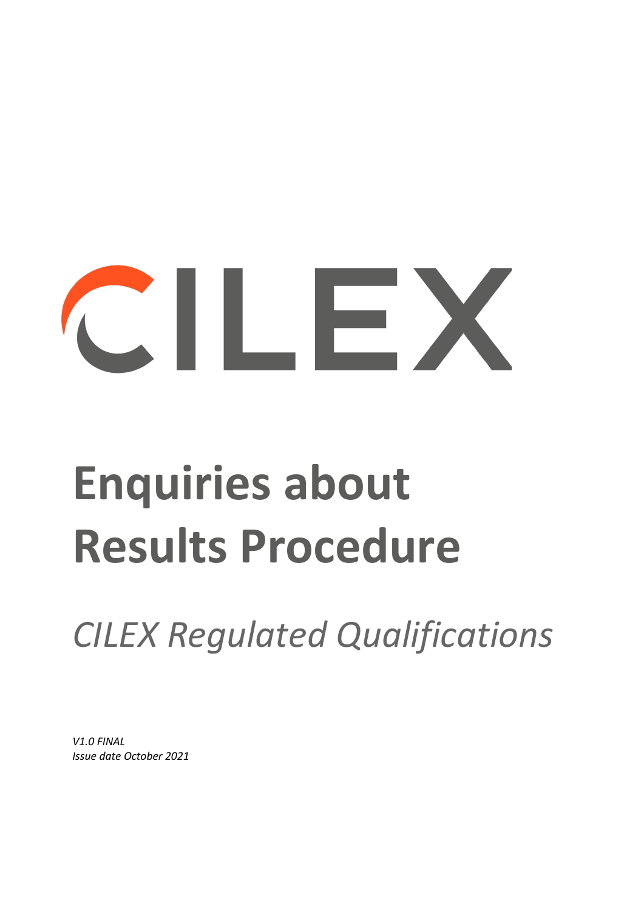CILEX

# Enquiries about Results Procedure

*CILEX Regulated Qualifications*

*V1.0 FINAL*
*Issue date October 2021*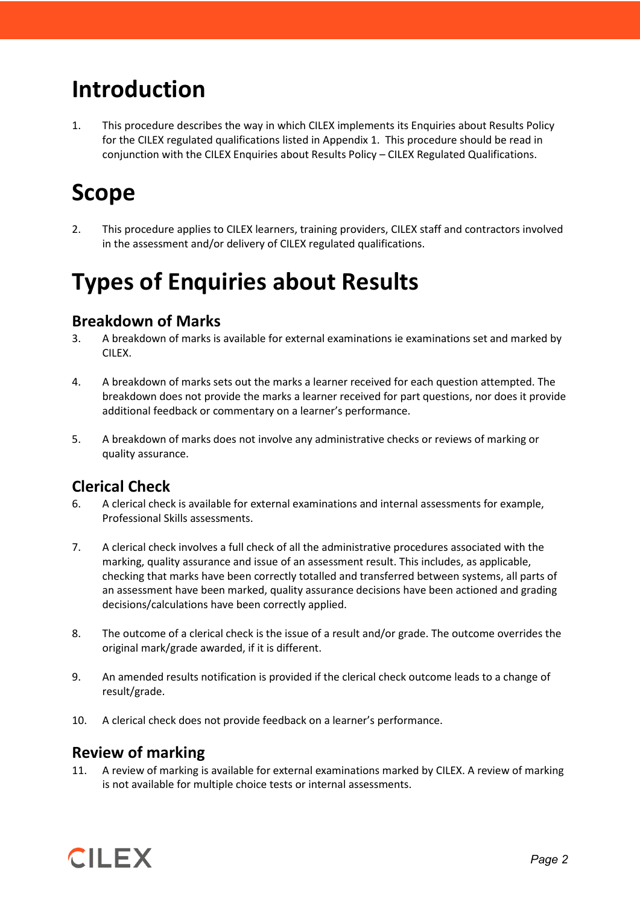# Introduction

1. This procedure describes the way in which CILEX implements its Enquiries about Results Policy for the CILEX regulated qualifications listed in Appendix 1. This procedure should be read in conjunction with the CILEX Enquiries about Results Policy – CILEX Regulated Qualifications.

# Scope

2. This procedure applies to CILEX learners, training providers, CILEX staff and contractors involved in the assessment and/or delivery of CILEX regulated qualifications.

# Types of Enquiries about Results

## Breakdown of Marks

3. A breakdown of marks is available for external examinations ie examinations set and marked by CILEX.

4. A breakdown of marks sets out the marks a learner received for each question attempted. The breakdown does not provide the marks a learner received for part questions, nor does it provide additional feedback or commentary on a learner's performance.

5. A breakdown of marks does not involve any administrative checks or reviews of marking or quality assurance.

## Clerical Check

6. A clerical check is available for external examinations and internal assessments for example, Professional Skills assessments.

7. A clerical check involves a full check of all the administrative procedures associated with the marking, quality assurance and issue of an assessment result. This includes, as applicable, checking that marks have been correctly totalled and transferred between systems, all parts of an assessment have been marked, quality assurance decisions have been actioned and grading decisions/calculations have been correctly applied.

8. The outcome of a clerical check is the issue of a result and/or grade. The outcome overrides the original mark/grade awarded, if it is different.

9. An amended results notification is provided if the clerical check outcome leads to a change of result/grade.

10. A clerical check does not provide feedback on a learner's performance.

## Review of marking

11. A review of marking is available for external examinations marked by CILEX. A review of marking is not available for multiple choice tests or internal assessments.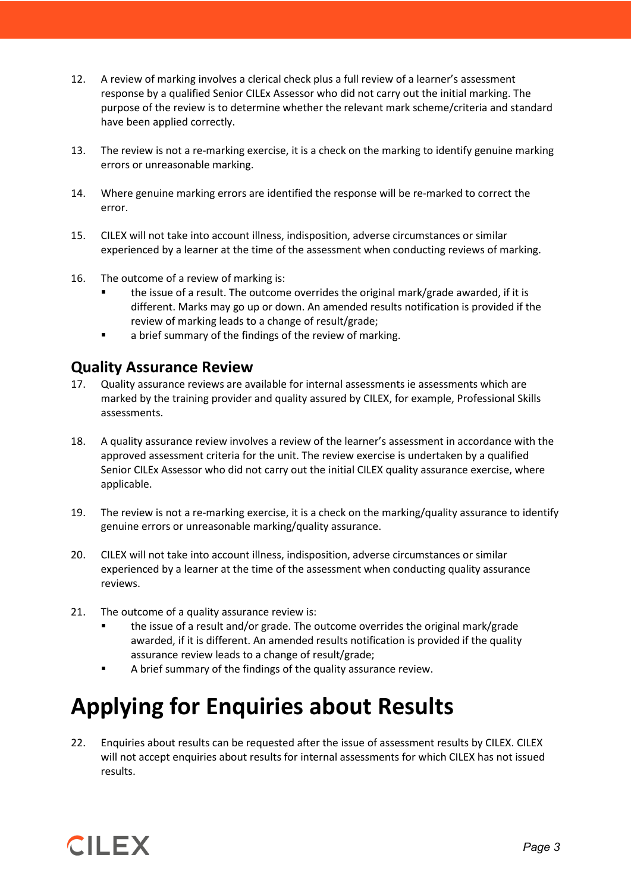12. A review of marking involves a clerical check plus a full review of a learner's assessment response by a qualified Senior CILEx Assessor who did not carry out the initial marking. The purpose of the review is to determine whether the relevant mark scheme/criteria and standard have been applied correctly.

13. The review is not a re-marking exercise, it is a check on the marking to identify genuine marking errors or unreasonable marking.

14. Where genuine marking errors are identified the response will be re-marked to correct the error.

15. CILEX will not take into account illness, indisposition, adverse circumstances or similar experienced by a learner at the time of the assessment when conducting reviews of marking.

16. The outcome of a review of marking is:
    - the issue of a result. The outcome overrides the original mark/grade awarded, if it is different. Marks may go up or down. An amended results notification is provided if the review of marking leads to a change of result/grade;
    - a brief summary of the findings of the review of marking.

## Quality Assurance Review

17. Quality assurance reviews are available for internal assessments ie assessments which are marked by the training provider and quality assured by CILEX, for example, Professional Skills assessments.

18. A quality assurance review involves a review of the learner's assessment in accordance with the approved assessment criteria for the unit. The review exercise is undertaken by a qualified Senior CILEx Assessor who did not carry out the initial CILEX quality assurance exercise, where applicable.

19. The review is not a re-marking exercise, it is a check on the marking/quality assurance to identify genuine errors or unreasonable marking/quality assurance.

20. CILEX will not take into account illness, indisposition, adverse circumstances or similar experienced by a learner at the time of the assessment when conducting quality assurance reviews.

21. The outcome of a quality assurance review is:
    - the issue of a result and/or grade. The outcome overrides the original mark/grade awarded, if it is different. An amended results notification is provided if the quality assurance review leads to a change of result/grade;
    - A brief summary of the findings of the quality assurance review.

# Applying for Enquiries about Results

22. Enquiries about results can be requested after the issue of assessment results by CILEX. CILEX will not accept enquiries about results for internal assessments for which CILEX has not issued results.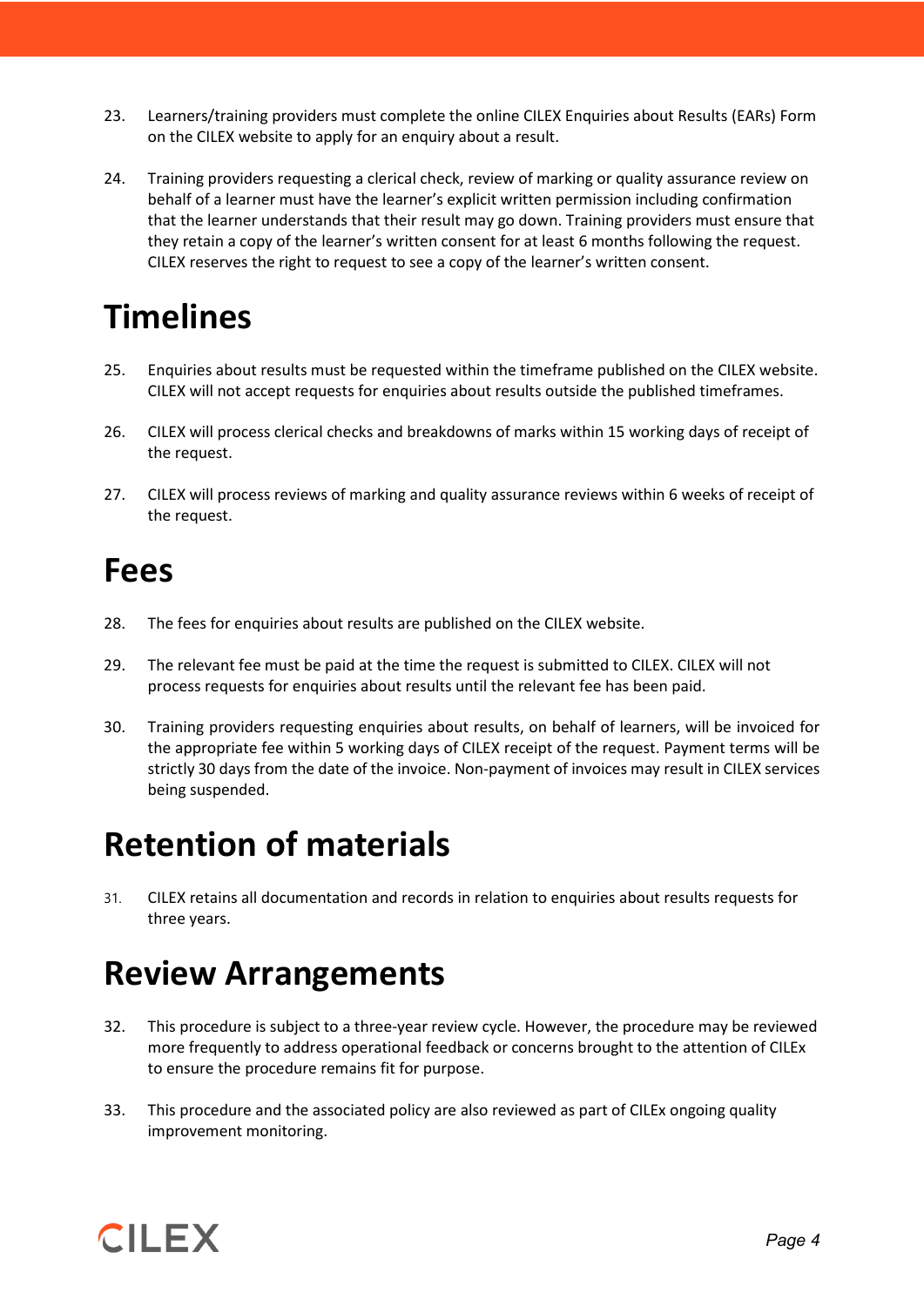23. Learners/training providers must complete the online CILEX Enquiries about Results (EARs) Form on the CILEX website to apply for an enquiry about a result.

24. Training providers requesting a clerical check, review of marking or quality assurance review on behalf of a learner must have the learner's explicit written permission including confirmation that the learner understands that their result may go down. Training providers must ensure that they retain a copy of the learner's written consent for at least 6 months following the request. CILEX reserves the right to request to see a copy of the learner's written consent.

# Timelines

25. Enquiries about results must be requested within the timeframe published on the CILEX website. CILEX will not accept requests for enquiries about results outside the published timeframes.

26. CILEX will process clerical checks and breakdowns of marks within 15 working days of receipt of the request.

27. CILEX will process reviews of marking and quality assurance reviews within 6 weeks of receipt of the request.

# Fees

28. The fees for enquiries about results are published on the CILEX website.

29. The relevant fee must be paid at the time the request is submitted to CILEX. CILEX will not process requests for enquiries about results until the relevant fee has been paid.

30. Training providers requesting enquiries about results, on behalf of learners, will be invoiced for the appropriate fee within 5 working days of CILEX receipt of the request. Payment terms will be strictly 30 days from the date of the invoice. Non-payment of invoices may result in CILEX services being suspended.

# Retention of materials

31. CILEX retains all documentation and records in relation to enquiries about results requests for three years.

# Review Arrangements

32. This procedure is subject to a three-year review cycle. However, the procedure may be reviewed more frequently to address operational feedback or concerns brought to the attention of CILEx to ensure the procedure remains fit for purpose.

33. This procedure and the associated policy are also reviewed as part of CILEx ongoing quality improvement monitoring.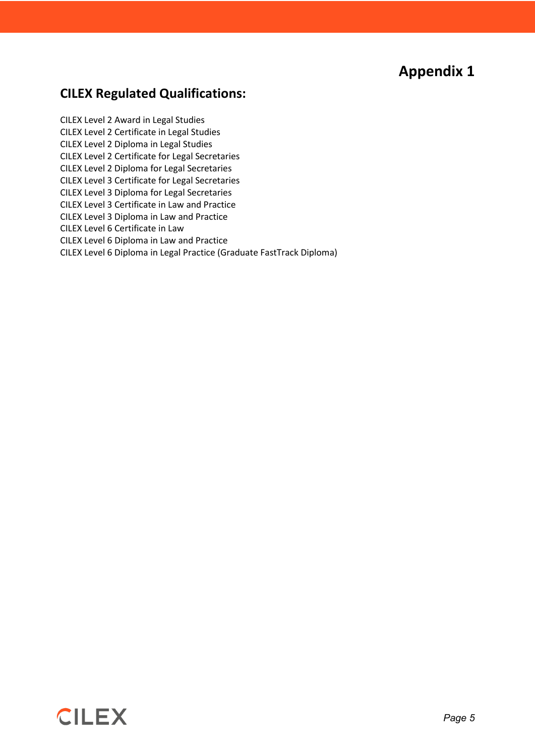# Appendix 1

## CILEX Regulated Qualifications:

CILEX Level 2 Award in Legal Studies
CILEX Level 2 Certificate in Legal Studies
CILEX Level 2 Diploma in Legal Studies
CILEX Level 2 Certificate for Legal Secretaries
CILEX Level 2 Diploma for Legal Secretaries
CILEX Level 3 Certificate for Legal Secretaries
CILEX Level 3 Diploma for Legal Secretaries
CILEX Level 3 Certificate in Law and Practice
CILEX Level 3 Diploma in Law and Practice
CILEX Level 6 Certificate in Law
CILEX Level 6 Diploma in Law and Practice
CILEX Level 6 Diploma in Legal Practice (Graduate FastTrack Diploma)